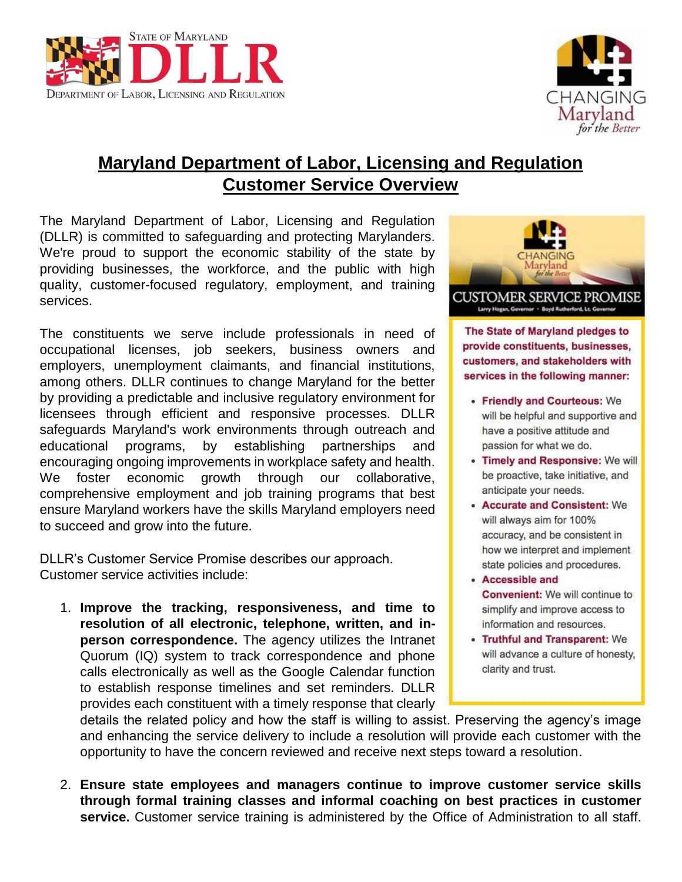# Maryland Department of Labor, Licensing and Regulation Customer Service Overview

The Maryland Department of Labor, Licensing and Regulation (DLLR) is committed to safeguarding and protecting Marylanders. We're proud to support the economic stability of the state by providing businesses, the workforce, and the public with high quality, customer-focused regulatory, employment, and training services.

The constituents we serve include professionals in need of occupational licenses, job seekers, business owners and employers, unemployment claimants, and financial institutions, among others. DLLR continues to change Maryland for the better by providing a predictable and inclusive regulatory environment for licensees through efficient and responsive processes. DLLR safeguards Maryland's work environments through outreach and educational programs, by establishing partnerships and encouraging ongoing improvements in workplace safety and health. We foster economic growth through our collaborative, comprehensive employment and job training programs that best ensure Maryland workers have the skills Maryland employers need to succeed and grow into the future.

DLLR's Customer Service Promise describes our approach. Customer service activities include:

1. **Improve the tracking, responsiveness, and time to resolution of all electronic, telephone, written, and in-person correspondence.** The agency utilizes the Intranet Quorum (IQ) system to track correspondence and phone calls electronically as well as the Google Calendar function to establish response timelines and set reminders. DLLR provides each constituent with a timely response that clearly details the related policy and how the staff is willing to assist. Preserving the agency's image and enhancing the service delivery to include a resolution will provide each customer with the opportunity to have the concern reviewed and receive next steps toward a resolution.

2. **Ensure state employees and managers continue to improve customer service skills through formal training classes and informal coaching on best practices in customer service.** Customer service training is administered by the Office of Administration to all staff.

---

**CUSTOMER SERVICE PROMISE**

Larry Hogan, Governor • Boyd Rutherford, Lt. Governor

**The State of Maryland pledges to provide constituents, businesses, customers, and stakeholders with services in the following manner:**

- **Friendly and Courteous:** We will be helpful and supportive and have a positive attitude and passion for what we do.
- **Timely and Responsive:** We will be proactive, take initiative, and anticipate your needs.
- **Accurate and Consistent:** We will always aim for 100% accuracy, and be consistent in how we interpret and implement state policies and procedures.
- **Accessible and Convenient:** We will continue to simplify and improve access to information and resources.
- **Truthful and Transparent:** We will advance a culture of honesty, clarity and trust.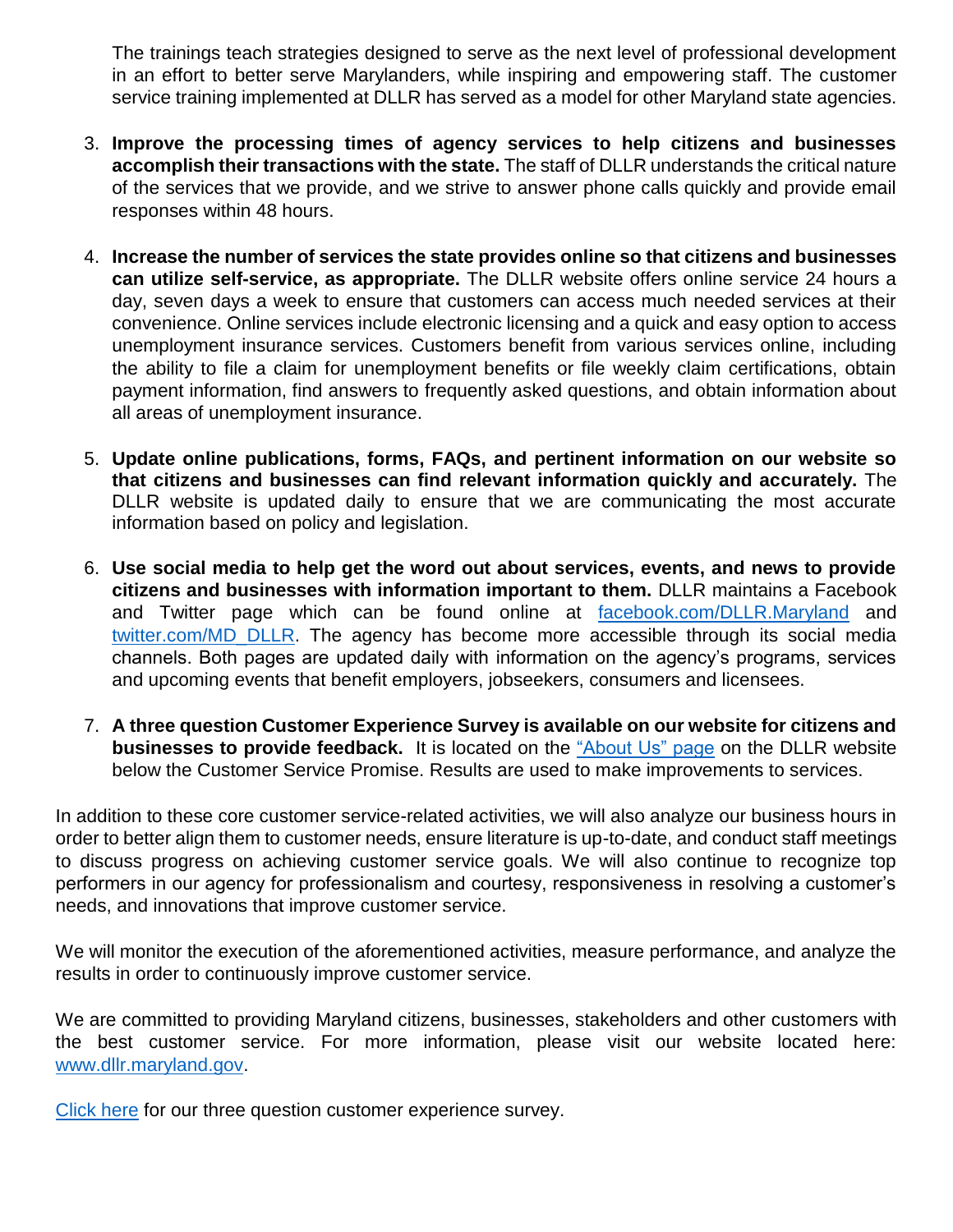The trainings teach strategies designed to serve as the next level of professional development in an effort to better serve Marylanders, while inspiring and empowering staff. The customer service training implemented at DLLR has served as a model for other Maryland state agencies.

3. **Improve the processing times of agency services to help citizens and businesses accomplish their transactions with the state.** The staff of DLLR understands the critical nature of the services that we provide, and we strive to answer phone calls quickly and provide email responses within 48 hours.

4. **Increase the number of services the state provides online so that citizens and businesses can utilize self-service, as appropriate.** The DLLR website offers online service 24 hours a day, seven days a week to ensure that customers can access much needed services at their convenience. Online services include electronic licensing and a quick and easy option to access unemployment insurance services. Customers benefit from various services online, including the ability to file a claim for unemployment benefits or file weekly claim certifications, obtain payment information, find answers to frequently asked questions, and obtain information about all areas of unemployment insurance.

5. **Update online publications, forms, FAQs, and pertinent information on our website so that citizens and businesses can find relevant information quickly and accurately.** The DLLR website is updated daily to ensure that we are communicating the most accurate information based on policy and legislation.

6. **Use social media to help get the word out about services, events, and news to provide citizens and businesses with information important to them.** DLLR maintains a Facebook and Twitter page which can be found online at facebook.com/DLLR.Maryland and twitter.com/MD_DLLR. The agency has become more accessible through its social media channels. Both pages are updated daily with information on the agency's programs, services and upcoming events that benefit employers, jobseekers, consumers and licensees.

7. **A three question Customer Experience Survey is available on our website for citizens and businesses to provide feedback.** It is located on the "About Us" page on the DLLR website below the Customer Service Promise. Results are used to make improvements to services.

In addition to these core customer service-related activities, we will also analyze our business hours in order to better align them to customer needs, ensure literature is up-to-date, and conduct staff meetings to discuss progress on achieving customer service goals. We will also continue to recognize top performers in our agency for professionalism and courtesy, responsiveness in resolving a customer's needs, and innovations that improve customer service.

We will monitor the execution of the aforementioned activities, measure performance, and analyze the results in order to continuously improve customer service.

We are committed to providing Maryland citizens, businesses, stakeholders and other customers with the best customer service. For more information, please visit our website located here: www.dllr.maryland.gov.

Click here for our three question customer experience survey.